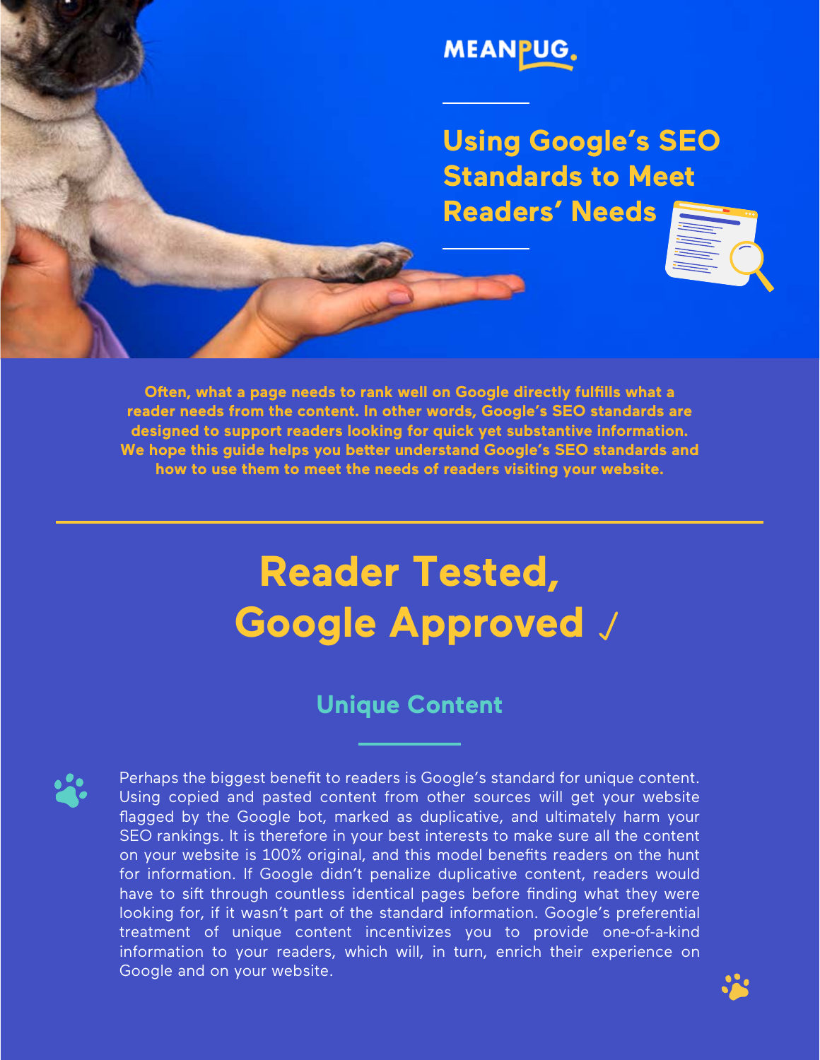MEANPUG.

# Using Google's SEO Standards to Meet Readers' Needs

**Often, what a page needs to rank well on Google directly fulfills what a reader needs from the content. In other words, Google's SEO standards are designed to support readers looking for quick yet substantive information. We hope this guide helps you better understand Google's SEO standards and how to use them to meet the needs of readers visiting your website.**

## Reader Tested, Google Approved ✓

### Unique Content

Perhaps the biggest benefit to readers is Google's standard for unique content. Using copied and pasted content from other sources will get your website flagged by the Google bot, marked as duplicative, and ultimately harm your SEO rankings. It is therefore in your best interests to make sure all the content on your website is 100% original, and this model benefits readers on the hunt for information. If Google didn't penalize duplicative content, readers would have to sift through countless identical pages before finding what they were looking for, if it wasn't part of the standard information. Google's preferential treatment of unique content incentivizes you to provide one-of-a-kind information to your readers, which will, in turn, enrich their experience on Google and on your website.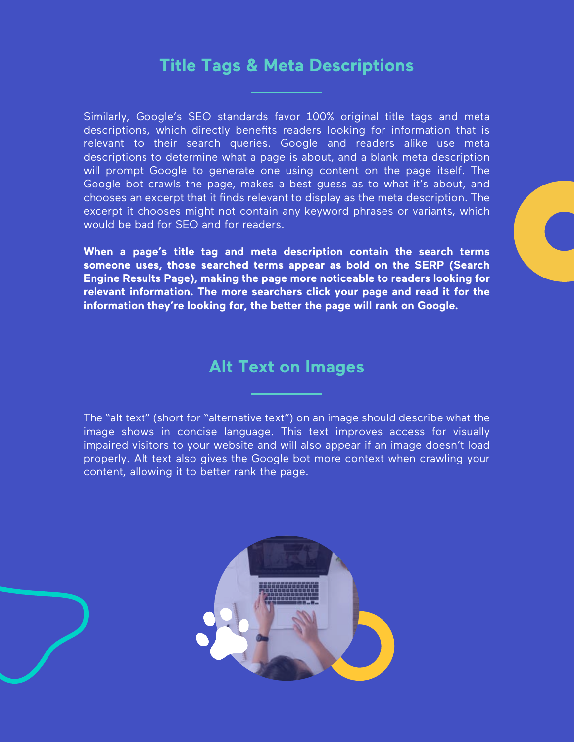## Title Tags & Meta Descriptions

Similarly, Google's SEO standards favor 100% original title tags and meta descriptions, which directly benefits readers looking for information that is relevant to their search queries. Google and readers alike use meta descriptions to determine what a page is about, and a blank meta description will prompt Google to generate one using content on the page itself. The Google bot crawls the page, makes a best guess as to what it's about, and chooses an excerpt that it finds relevant to display as the meta description. The excerpt it chooses might not contain any keyword phrases or variants, which would be bad for SEO and for readers.

**When a page's title tag and meta description contain the search terms someone uses, those searched terms appear as bold on the SERP (Search Engine Results Page), making the page more noticeable to readers looking for relevant information. The more searchers click your page and read it for the information they're looking for, the better the page will rank on Google.**

## Alt Text on Images

The "alt text" (short for "alternative text") on an image should describe what the image shows in concise language. This text improves access for visually impaired visitors to your website and will also appear if an image doesn't load properly. Alt text also gives the Google bot more context when crawling your content, allowing it to better rank the page.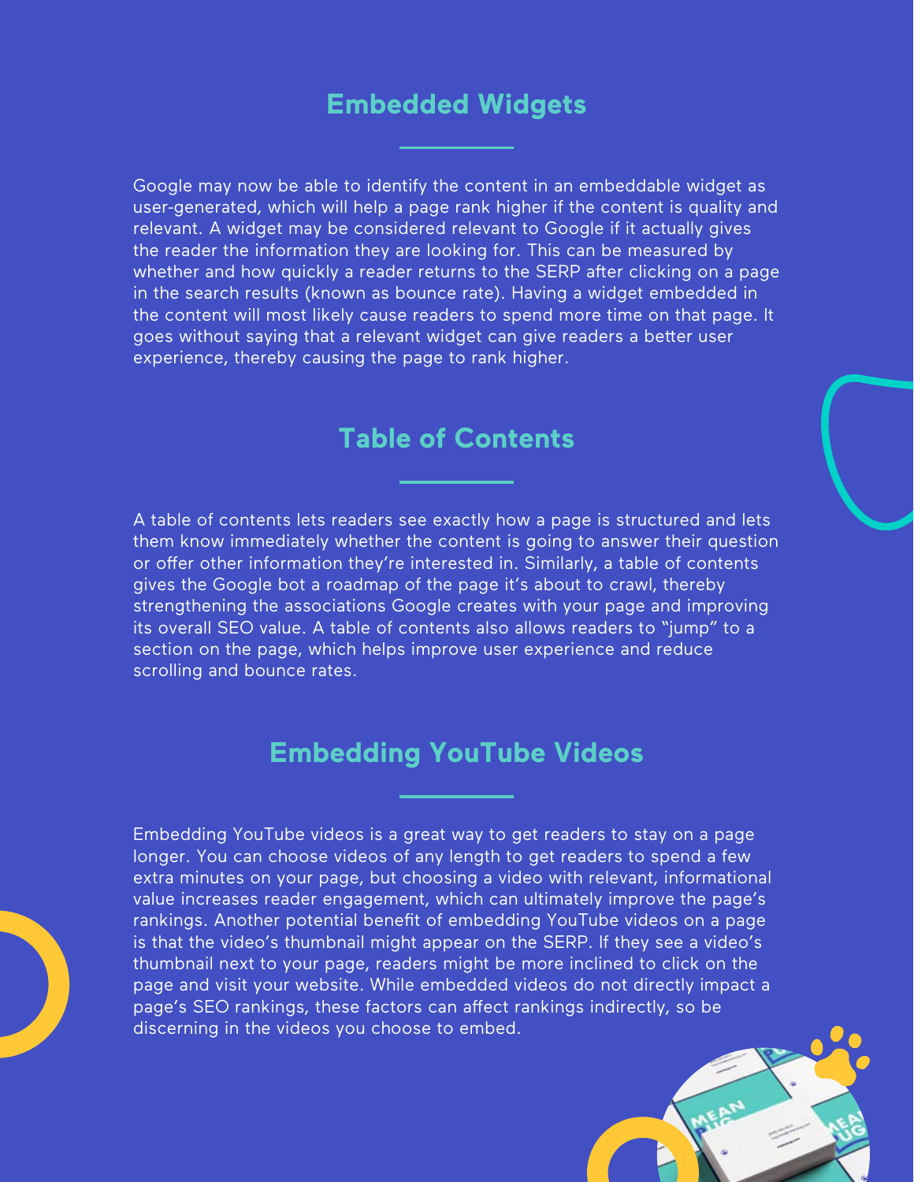## Embedded Widgets

Google may now be able to identify the content in an embeddable widget as user-generated, which will help a page rank higher if the content is quality and relevant. A widget may be considered relevant to Google if it actually gives the reader the information they are looking for. This can be measured by whether and how quickly a reader returns to the SERP after clicking on a page in the search results (known as bounce rate). Having a widget embedded in the content will most likely cause readers to spend more time on that page. It goes without saying that a relevant widget can give readers a better user experience, thereby causing the page to rank higher.

## Table of Contents

A table of contents lets readers see exactly how a page is structured and lets them know immediately whether the content is going to answer their question or offer other information they're interested in. Similarly, a table of contents gives the Google bot a roadmap of the page it's about to crawl, thereby strengthening the associations Google creates with your page and improving its overall SEO value. A table of contents also allows readers to "jump" to a section on the page, which helps improve user experience and reduce scrolling and bounce rates.

## Embedding YouTube Videos

Embedding YouTube videos is a great way to get readers to stay on a page longer. You can choose videos of any length to get readers to spend a few extra minutes on your page, but choosing a video with relevant, informational value increases reader engagement, which can ultimately improve the page's rankings. Another potential benefit of embedding YouTube videos on a page is that the video's thumbnail might appear on the SERP. If they see a video's thumbnail next to your page, readers might be more inclined to click on the page and visit your website. While embedded videos do not directly impact a page's SEO rankings, these factors can affect rankings indirectly, so be discerning in the videos you choose to embed.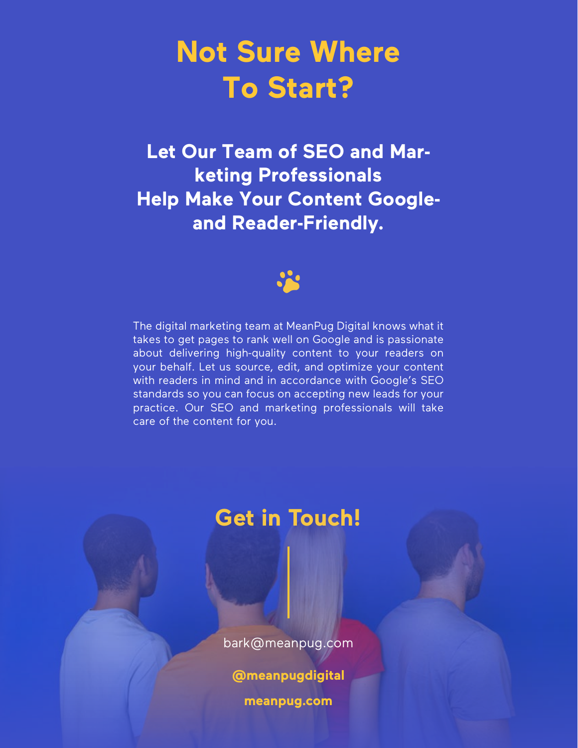# Not Sure Where To Start?

## Let Our Team of SEO and Marketing Professionals Help Make Your Content Google- and Reader-Friendly.

The digital marketing team at MeanPug Digital knows what it takes to get pages to rank well on Google and is passionate about delivering high-quality content to your readers on your behalf. Let us source, edit, and optimize your content with readers in mind and in accordance with Google's SEO standards so you can focus on accepting new leads for your practice. Our SEO and marketing professionals will take care of the content for you.

## Get in Touch!

bark@meanpug.com

**@meanpugdigital**

**meanpug.com**